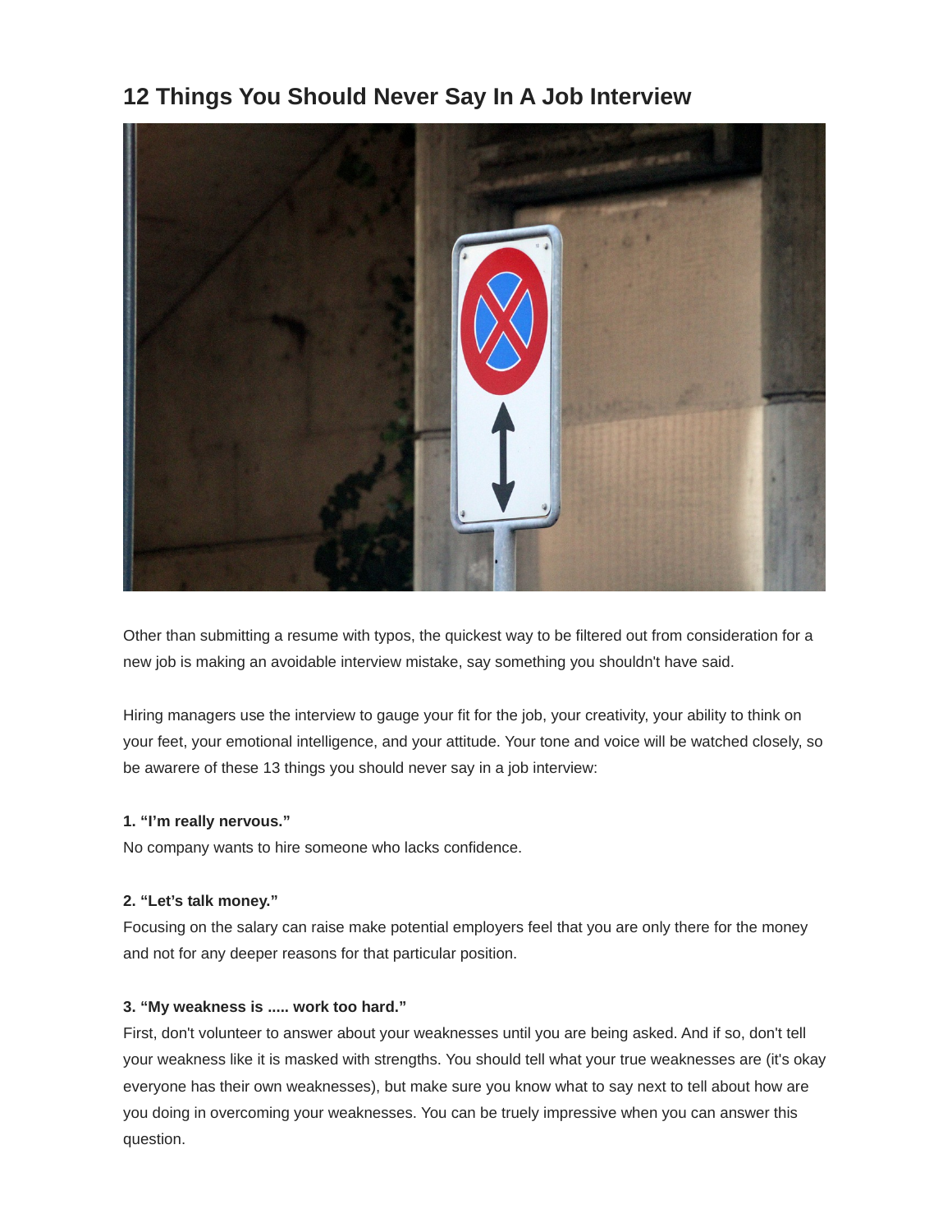# 12 Things You Should Never Say In A Job Interview

Other than submitting a resume with typos, the quickest way to be filtered out from consideration for a new job is making an avoidable interview mistake, say something you shouldn't have said.

Hiring managers use the interview to gauge your fit for the job, your creativity, your ability to think on your feet, your emotional intelligence, and your attitude. Your tone and voice will be watched closely, so be awarere of these 13 things you should never say in a job interview:

**1. "I'm really nervous."**
No company wants to hire someone who lacks confidence.

**2. "Let's talk money."**
Focusing on the salary can raise make potential employers feel that you are only there for the money and not for any deeper reasons for that particular position.

**3. "My weakness is ..... work too hard."**
First, don't volunteer to answer about your weaknesses until you are being asked. And if so, don't tell your weakness like it is masked with strengths. You should tell what your true weaknesses are (it's okay everyone has their own weaknesses), but make sure you know what to say next to tell about how are you doing in overcoming your weaknesses. You can be truely impressive when you can answer this question.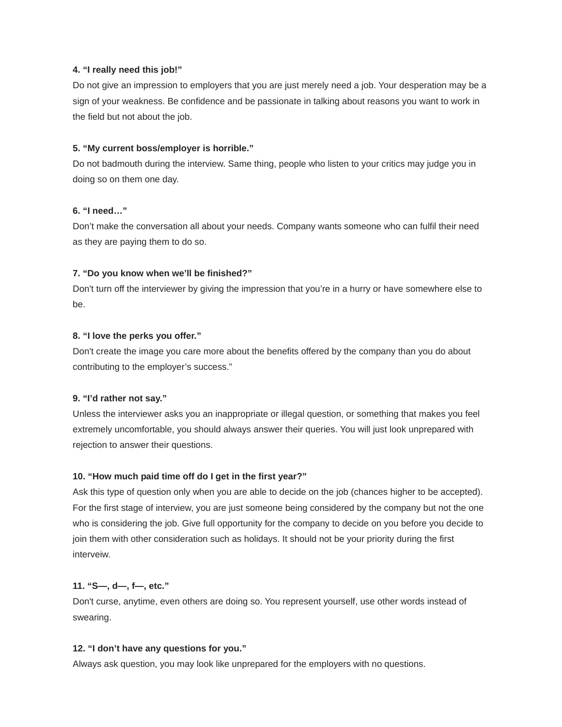**4. “I really need this job!”**

Do not give an impression to employers that you are just merely need a job. Your desperation may be a sign of your weakness. Be confidence and be passionate in talking about reasons you want to work in the field but not about the job.

**5. “My current boss/employer is horrible.”**

Do not badmouth during the interview. Same thing, people who listen to your critics may judge you in doing so on them one day.

**6. “I need…”**

Don’t make the conversation all about your needs. Company wants someone who can fulfil their need as they are paying them to do so.

**7. “Do you know when we’ll be finished?”**

Don't turn off the interviewer by giving the impression that you’re in a hurry or have somewhere else to be.

**8. “I love the perks you offer.”**

Don't create the image you care more about the benefits offered by the company than you do about contributing to the employer’s success.”

**9. “I’d rather not say.”**

Unless the interviewer asks you an inappropriate or illegal question, or something that makes you feel extremely uncomfortable, you should always answer their queries. You will just look unprepared with rejection to answer their questions.

**10. “How much paid time off do I get in the first year?”**

Ask this type of question only when you are able to decide on the job (chances higher to be accepted). For the first stage of interview, you are just someone being considered by the company but not the one who is considering the job. Give full opportunity for the company to decide on you before you decide to join them with other consideration such as holidays. It should not be your priority during the first interveiw.

**11. “S—, d—, f—, etc.”**

Don't curse, anytime, even others are doing so. You represent yourself, use other words instead of swearing.

**12. “I don’t have any questions for you.”**

Always ask question, you may look like unprepared for the employers with no questions.